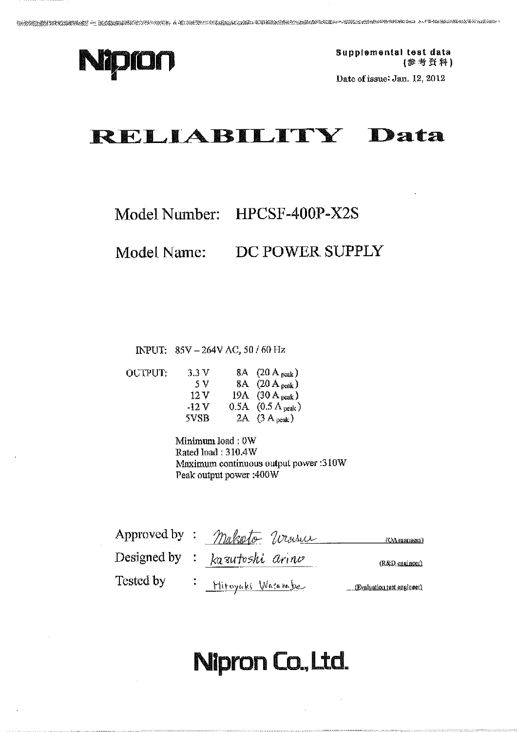Nipron

**Supplemental test data**
**(参考資料)**

Date of issue: Jan. 12, 2012

# RELIABILITY Data

## Model Number: HPCSF-400P-X2S

## Model Name: DC POWER SUPPLY

INPUT: 85V – 264V AC, 50 / 60 Hz

| OUTPUT: | | |
|---|---|---|
| 3.3 V | 8A | (20 A peak) |
| 5 V | 8A | (20 A peak) |
| 12 V | 19A | (30 A peak) |
| -12 V | 0.5A | (0.5 A peak) |
| 5VSB | 2A | (3 A peak) |

Minimum load : 0W
Rated load : 310.4W
Maximum continuous output power :310W
Peak output power :400W

| | | |
|---|---|---|
| Approved by : | Makoto Usui | (QA manager) |
| Designed by : | kazutoshi arino | (R&D engineer) |
| Tested by : | Hiroyuki Watanabe | (Evaluation test engineer) |

**Nipron Co., Ltd.**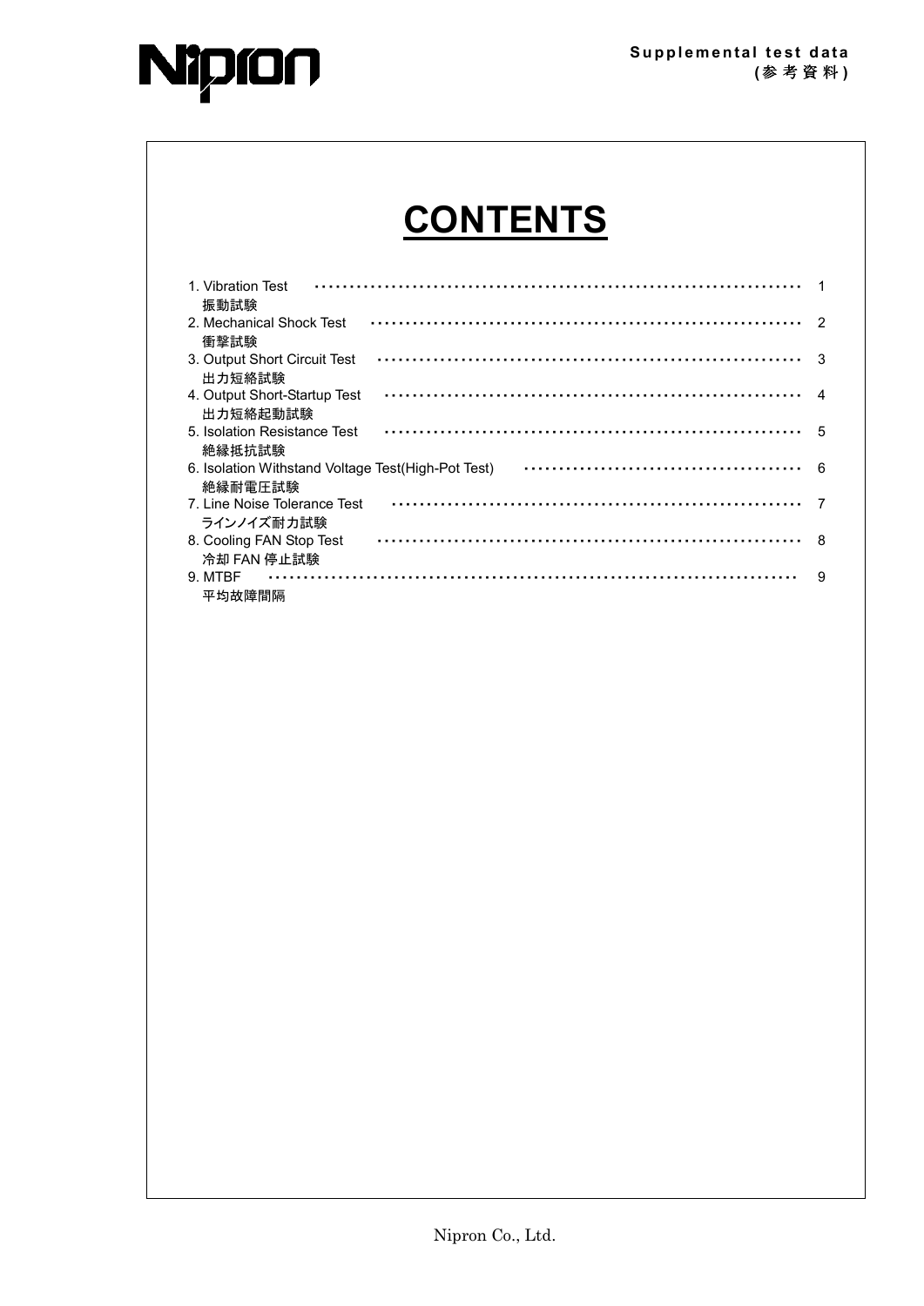# CONTENTS

| | |
|---|---|
| 1. Vibration Test<br>振動試験 | 1 |
| 2. Mechanical Shock Test<br>衝撃試験 | 2 |
| 3. Output Short Circuit Test<br>出力短絡試験 | 3 |
| 4. Output Short-Startup Test<br>出力短絡起動試験 | 4 |
| 5. Isolation Resistance Test<br>絶縁抵抗試験 | 5 |
| 6. Isolation Withstand Voltage Test(High-Pot Test)<br>絶縁耐電圧試験 | 6 |
| 7. Line Noise Tolerance Test<br>ラインノイズ耐力試験 | 7 |
| 8. Cooling FAN Stop Test<br>冷却 FAN 停止試験 | 8 |
| 9. MTBF<br>平均故障間隔 | 9 |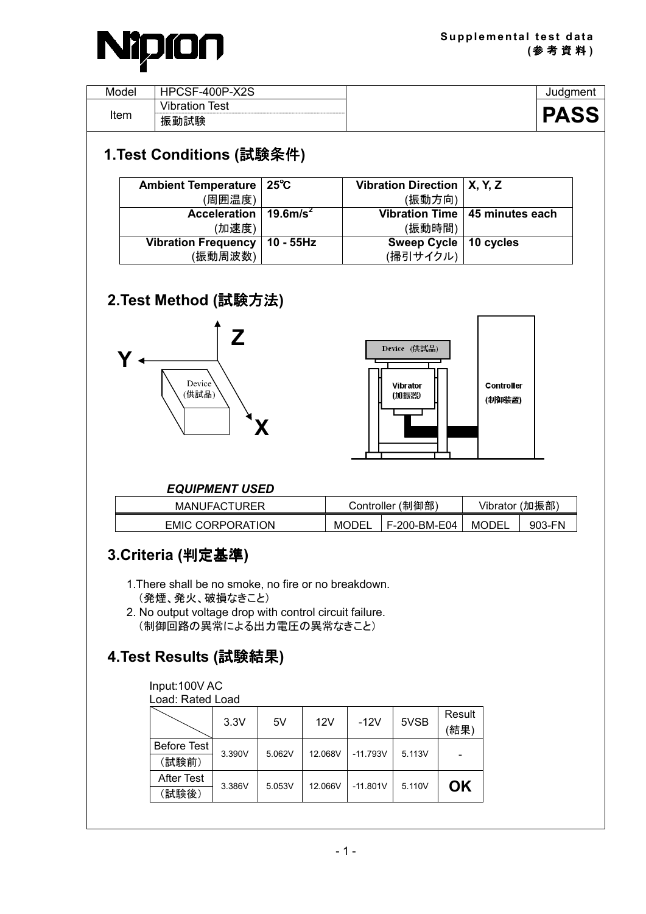Supplemental test data
(参考資料)

| Model | HPCSF-400P-X2S | Judgment |
|---|---|---|
| Item | Vibration Test<br>振動試験 | **PASS** |

## 1.Test Conditions (試験条件)

| | | | |
|---|---|---|---|
| **Ambient Temperature** (周囲温度) | **25℃** | **Vibration Direction** (振動方向) | **X, Y, Z** |
| **Acceleration** (加速度) | **19.6m/s²** | **Vibration Time** (振動時間) | **45 minutes each** |
| **Vibration Frequency** (振動周波数) | **10 - 55Hz** | **Sweep Cycle** (掃引サイクル) | **10 cycles** |

## 2.Test Method (試験方法)

Z

Y

X

Device (供試品)

Device (供試品)

Vibrator (加振器)

Controller (制御装置)

***EQUIPMENT USED***

| MANUFACTURER | Controller (制御部) | | Vibrator (加振部) | |
|---|---|---|---|---|
| EMIC CORPORATION | MODEL | F-200-BM-E04 | MODEL | 903-FN |

## 3.Criteria (判定基準)

1. There shall be no smoke, no fire or no breakdown.
（発煙、発火、破損なきこと）
2. No output voltage drop with control circuit failure.
（制御回路の異常による出力電圧の異常なきこと）

## 4.Test Results (試験結果)

Input:100V AC
Load: Rated Load

| | 3.3V | 5V | 12V | -12V | 5VSB | Result (結果) |
|---|---|---|---|---|---|---|
| Before Test（試験前） | 3.390V | 5.062V | 12.068V | -11.793V | 5.113V | - |
| After Test（試験後） | 3.386V | 5.053V | 12.066V | -11.801V | 5.110V | **OK** |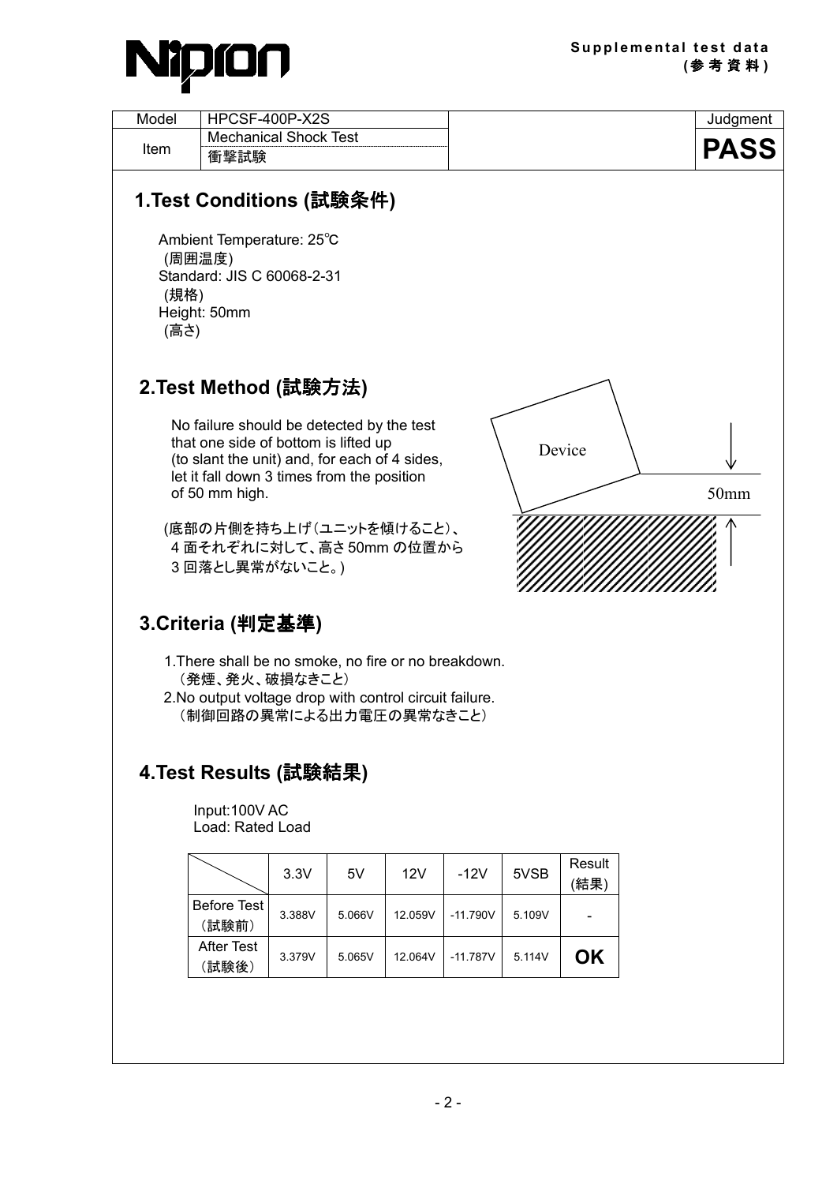| Model | HPCSF-400P-X2S | Judgment |
|---|---|---|
| Item | Mechanical Shock Test<br>衝撃試験 | **PASS** |

## 1.Test Conditions (試験条件)

Ambient Temperature: 25℃
(周囲温度)
Standard: JIS C 60068-2-31
(規格)
Height: 50mm
(高さ)

## 2.Test Method (試験方法)

No failure should be detected by the test that one side of bottom is lifted up (to slant the unit) and, for each of 4 sides, let it fall down 3 times from the position of 50 mm high.

(底部の片側を持ち上げ(ユニットを傾けること)、
4 面それぞれに対して、高さ 50mm の位置から
3 回落とし異常がないこと。)

Device

50mm

## 3.Criteria (判定基準)

1.There shall be no smoke, no fire or no breakdown.
（発煙、発火、破損なきこと）
2.No output voltage drop with control circuit failure.
（制御回路の異常による出力電圧の異常なきこと）

## 4.Test Results (試験結果)

Input:100V AC
Load: Rated Load

| | 3.3V | 5V | 12V | -12V | 5VSB | Result (結果) |
|---|---|---|---|---|---|---|
| Before Test（試験前） | 3.388V | 5.066V | 12.059V | -11.790V | 5.109V | - |
| After Test（試験後） | 3.379V | 5.065V | 12.064V | -11.787V | 5.114V | **OK** |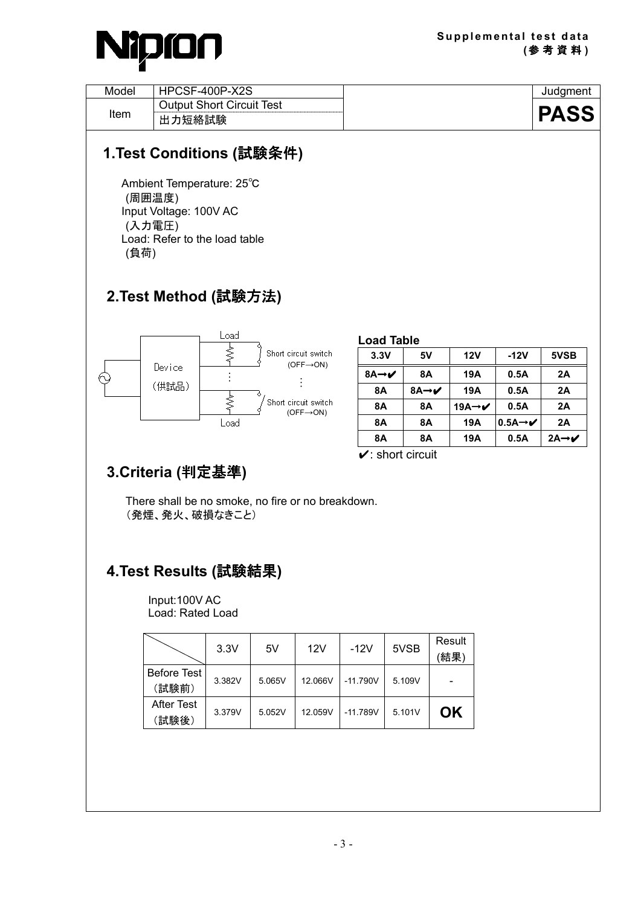Supplemental test data
(参考資料)

| Model | HPCSF-400P-X2S | Judgment |
|---|---|---|
| Item | Output Short Circuit Test<br>出力短絡試験 | **PASS** |

## 1.Test Conditions (試験条件)

Ambient Temperature: 25℃
(周囲温度)
Input Voltage: 100V AC
(入力電圧)
Load: Refer to the load table
(負荷)

## 2.Test Method (試験方法)

Device (供試品) — Load — Short circuit switch (OFF→ON)
⋮
Load — Short circuit switch (OFF→ON)

**Load Table**

| 3.3V | 5V | 12V | -12V | 5VSB |
|---|---|---|---|---|
| 8A→✔ | 8A | 19A | 0.5A | 2A |
| 8A | 8A→✔ | 19A | 0.5A | 2A |
| 8A | 8A | 19A→✔ | 0.5A | 2A |
| 8A | 8A | 19A | 0.5A→✔ | 2A |
| 8A | 8A | 19A | 0.5A | 2A→✔ |

✔: short circuit

## 3.Criteria (判定基準)

There shall be no smoke, no fire or no breakdown.
（発煙、発火、破損なきこと）

## 4.Test Results (試験結果)

Input:100V AC
Load: Rated Load

| | 3.3V | 5V | 12V | -12V | 5VSB | Result (結果) |
|---|---|---|---|---|---|---|
| Before Test（試験前） | 3.382V | 5.065V | 12.066V | -11.790V | 5.109V | - |
| After Test（試験後） | 3.379V | 5.052V | 12.059V | -11.789V | 5.101V | **OK** |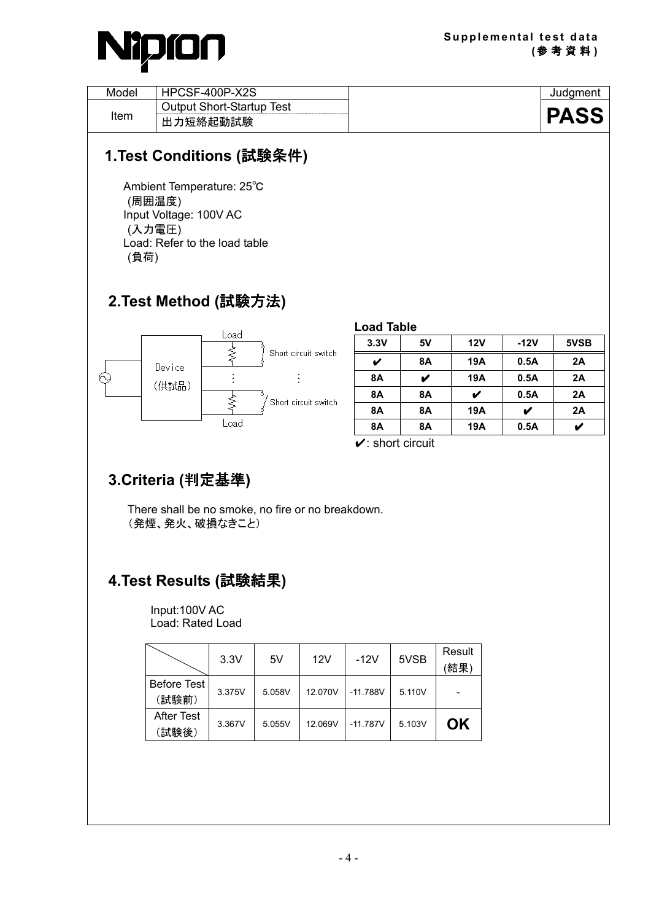Nipron

**Supplemental test data**
**(参考資料)**

| Model | HPCSF-400P-X2S | Judgment |
|---|---|---|
| Item | Output Short-Startup Test<br>出力短絡起動試験 | **PASS** |

## 1.Test Conditions (試験条件)

Ambient Temperature: 25℃
(周囲温度)
Input Voltage: 100V AC
(入力電圧)
Load: Refer to the load table
(負荷)

## 2.Test Method (試験方法)

Device (供試品) — Load — Short circuit switch

**Load Table**

| 3.3V | 5V | 12V | -12V | 5VSB |
|---|---|---|---|---|
| ✔ | 8A | 19A | 0.5A | 2A |
| 8A | ✔ | 19A | 0.5A | 2A |
| 8A | 8A | ✔ | 0.5A | 2A |
| 8A | 8A | 19A | ✔ | 2A |
| 8A | 8A | 19A | 0.5A | ✔ |

✔: short circuit

## 3.Criteria (判定基準)

There shall be no smoke, no fire or no breakdown.
（発煙、発火、破損なきこと）

## 4.Test Results (試験結果)

Input:100V AC
Load: Rated Load

| | 3.3V | 5V | 12V | -12V | 5VSB | Result (結果) |
|---|---|---|---|---|---|---|
| Before Test (試験前) | 3.375V | 5.058V | 12.070V | -11.788V | 5.110V | - |
| After Test (試験後) | 3.367V | 5.055V | 12.069V | -11.787V | 5.103V | **OK** |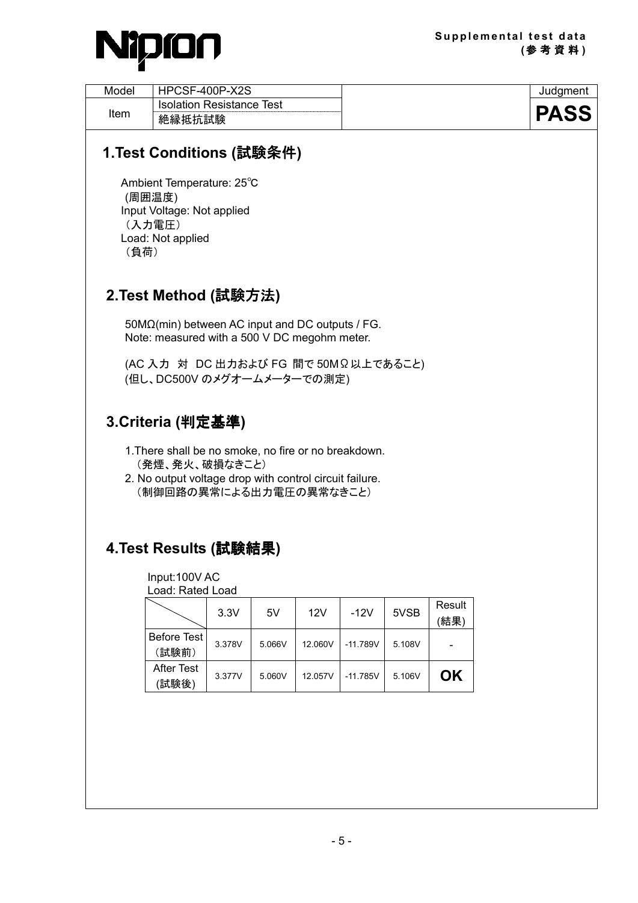Supplemental test data
(参考資料)

| Model | HPCSF-400P-X2S | | Judgment |
|---|---|---|---|
| Item | Isolation Resistance Test<br>絶縁抵抗試験 | | **PASS** |

## 1.Test Conditions (試験条件)

Ambient Temperature: 25℃
(周囲温度)
Input Voltage: Not applied
（入力電圧）
Load: Not applied
（負荷）

## 2.Test Method (試験方法)

50MΩ(min) between AC input and DC outputs / FG.
Note: measured with a 500 V DC megohm meter.

(AC 入力　対　DC 出力および FG 間で 50MΩ以上であること)
(但し、DC500V のメグオームメーターでの測定)

## 3.Criteria (判定基準)

1.There shall be no smoke, no fire or no breakdown.
（発煙、発火、破損なきこと）
2. No output voltage drop with control circuit failure.
（制御回路の異常による出力電圧の異常なきこと）

## 4.Test Results (試験結果)

Input:100V AC
Load: Rated Load

| | 3.3V | 5V | 12V | -12V | 5VSB | Result (結果) |
|---|---|---|---|---|---|---|
| Before Test (試験前) | 3.378V | 5.066V | 12.060V | -11.789V | 5.108V | - |
| After Test (試験後) | 3.377V | 5.060V | 12.057V | -11.785V | 5.106V | **OK** |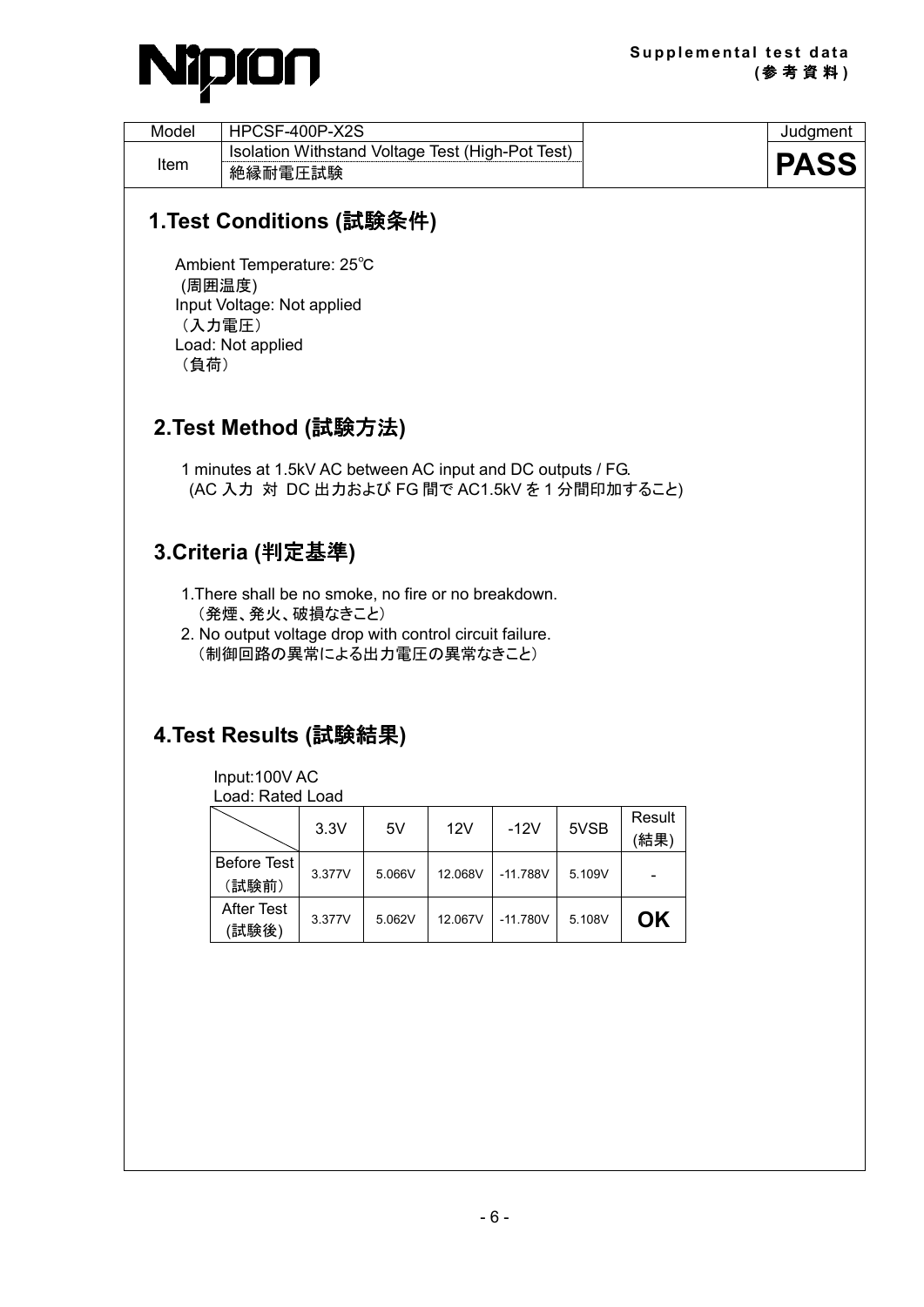**Supplemental test data (参考資料)**

| Model | HPCSF-400P-X2S | | Judgment |
|---|---|---|---|
| Item | Isolation Withstand Voltage Test (High-Pot Test) 絶縁耐電圧試験 | | **PASS** |

## 1.Test Conditions (試験条件)

Ambient Temperature: 25℃
(周囲温度)
Input Voltage: Not applied
（入力電圧）
Load: Not applied
（負荷）

## 2.Test Method (試験方法)

1 minutes at 1.5kV AC between AC input and DC outputs / FG.
(AC 入力 対 DC 出力および FG 間で AC1.5kV を 1 分間印加すること)

## 3.Criteria (判定基準)

1.There shall be no smoke, no fire or no breakdown.
（発煙、発火、破損なきこと）
2. No output voltage drop with control circuit failure.
（制御回路の異常による出力電圧の異常なきこと）

## 4.Test Results (試験結果)

Input:100V AC
Load: Rated Load

| | 3.3V | 5V | 12V | -12V | 5VSB | Result (結果) |
|---|---|---|---|---|---|---|
| Before Test （試験前） | 3.377V | 5.066V | 12.068V | -11.788V | 5.109V | - |
| After Test (試験後) | 3.377V | 5.062V | 12.067V | -11.780V | 5.108V | **OK** |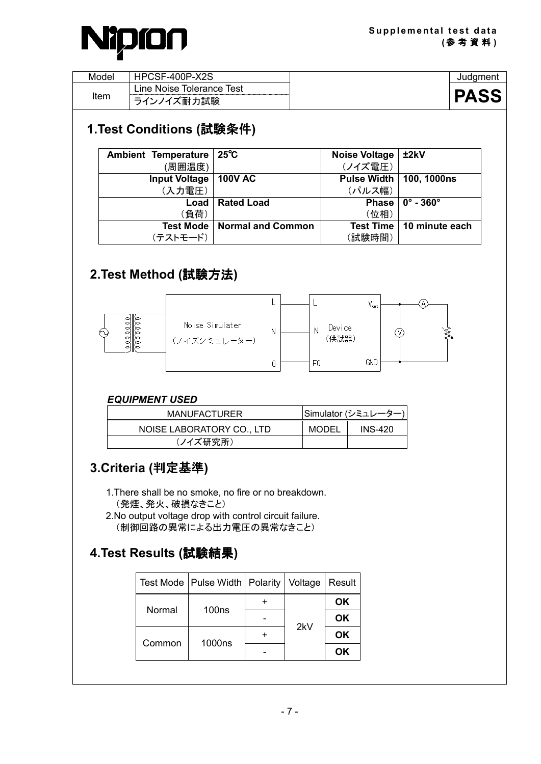Supplemental test data
(参考資料)

| Model | HPCSF-400P-X2S | | Judgment |
| --- | --- | --- | --- |
| Item | Line Noise Tolerance Test<br>ラインノイズ耐力試験 | | **PASS** |

## 1.Test Conditions (試験条件)

| | | | |
| --- | --- | --- | --- |
| **Ambient Temperature** (周囲温度) | **25℃** | **Noise Voltage** (ノイズ電圧) | **±2kV** |
| **Input Voltage** (入力電圧) | **100V AC** | **Pulse Width** (パルス幅) | **100, 1000ns** |
| **Load** (負荷) | **Rated Load** | **Phase** (位相) | **0° - 360°** |
| **Test Mode** (テストモード) | **Normal and Common** | **Test Time** (試験時間) | **10 minute each** |

## 2.Test Method (試験方法)

Noise Simulater (ノイズシミュレーター) L N G — L N FG Device (供試器) Vout GND — A V

***EQUIPMENT USED***

| MANUFACTURER | Simulator (シミュレーター) | |
| --- | --- | --- |
| NOISE LABORATORY CO., LTD | MODEL | INS-420 |
| (ノイズ研究所) | | |

## 3.Criteria (判定基準)

1.There shall be no smoke, no fire or no breakdown.
（発煙、発火、破損なきこと）
2.No output voltage drop with control circuit failure.
（制御回路の異常による出力電圧の異常なきこと）

## 4.Test Results (試験結果)

| Test Mode | Pulse Width | Polarity | Voltage | Result |
| --- | --- | --- | --- | --- |
| Normal | 100ns | + | 2kV | **OK** |
| | | - | | **OK** |
| Common | 1000ns | + | | **OK** |
| | | - | | **OK** |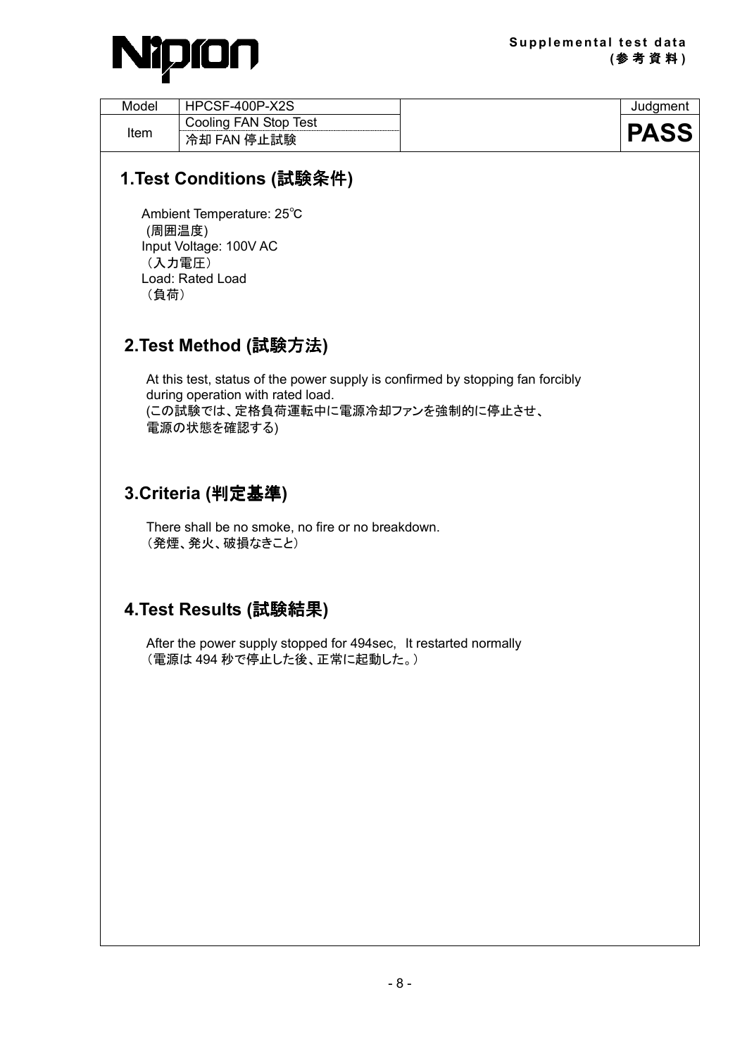**Nipron**

**Supplemental test data**
**(参考資料)**

| Model | HPCSF-400P-X2S | | Judgment |
|---|---|---|---|
| Item | Cooling FAN Stop Test<br>冷却 FAN 停止試験 | | **PASS** |

## 1.Test Conditions (試験条件)

Ambient Temperature: 25℃
(周囲温度)
Input Voltage: 100V AC
（入力電圧）
Load: Rated Load
（負荷）

## 2.Test Method (試験方法)

At this test, status of the power supply is confirmed by stopping fan forcibly during operation with rated load.
(この試験では、定格負荷運転中に電源冷却ファンを強制的に停止させ、電源の状態を確認する)

## 3.Criteria (判定基準)

There shall be no smoke, no fire or no breakdown.
（発煙、発火、破損なきこと）

## 4.Test Results (試験結果)

After the power supply stopped for 494sec, It restarted normally
（電源は 494 秒で停止した後、正常に起動した。）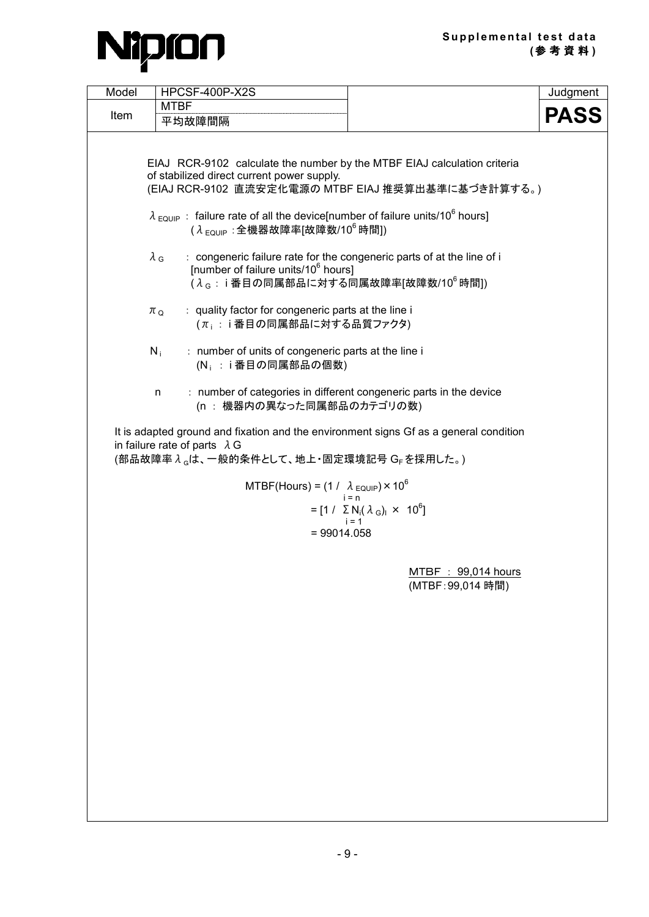**Supplemental test data**
**(参考資料)**

| Model | HPCSF-400P-X2S | | Judgment |
|---|---|---|---|
| Item | MTBF<br>平均故障間隔 | | **PASS** |

EIAJ RCR-9102 calculate the number by the MTBF EIAJ calculation criteria of stabilized direct current power supply.
(EIAJ RCR-9102 直流安定化電源の MTBF EIAJ 推奨算出基準に基づき計算する。)

$\lambda_{EQUIP}$ : failure rate of all the device[number of failure units/$10^6$ hours]
($\lambda_{EQUIP}$ :全機器故障率[故障数/$10^6$時間])

$\lambda_G$ : congeneric failure rate for the congeneric parts of at the line of i [number of failure units/$10^6$ hours]
($\lambda_G$ : i 番目の同属部品に対する同属故障率[故障数/$10^6$時間])

$\pi_Q$ : quality factor for congeneric parts at the line i
($\pi_i$ : i 番目の同属部品に対する品質ファクタ)

$N_i$ : number of units of congeneric parts at the line i
($N_i$ : i 番目の同属部品の個数)

n : number of categories in different congeneric parts in the device
(n : 機器内の異なった同属部品のカテゴリの数)

It is adapted ground and fixation and the environment signs Gf as a general condition in failure rate of parts $\lambda G$
(部品故障率$\lambda_G$は、一般的条件として、地上・固定環境記号 $G_F$を採用した。)

$$\text{MTBF(Hours)} = (1 / \lambda_{EQUIP}) \times 10^6$$

$$= [1 / \sum_{i=1}^{i=n} N_i(\lambda_G)_i \times 10^6]$$

$$= 99014.058$$

MTBF : 99,014 hours
(MTBF : 99,014 時間)